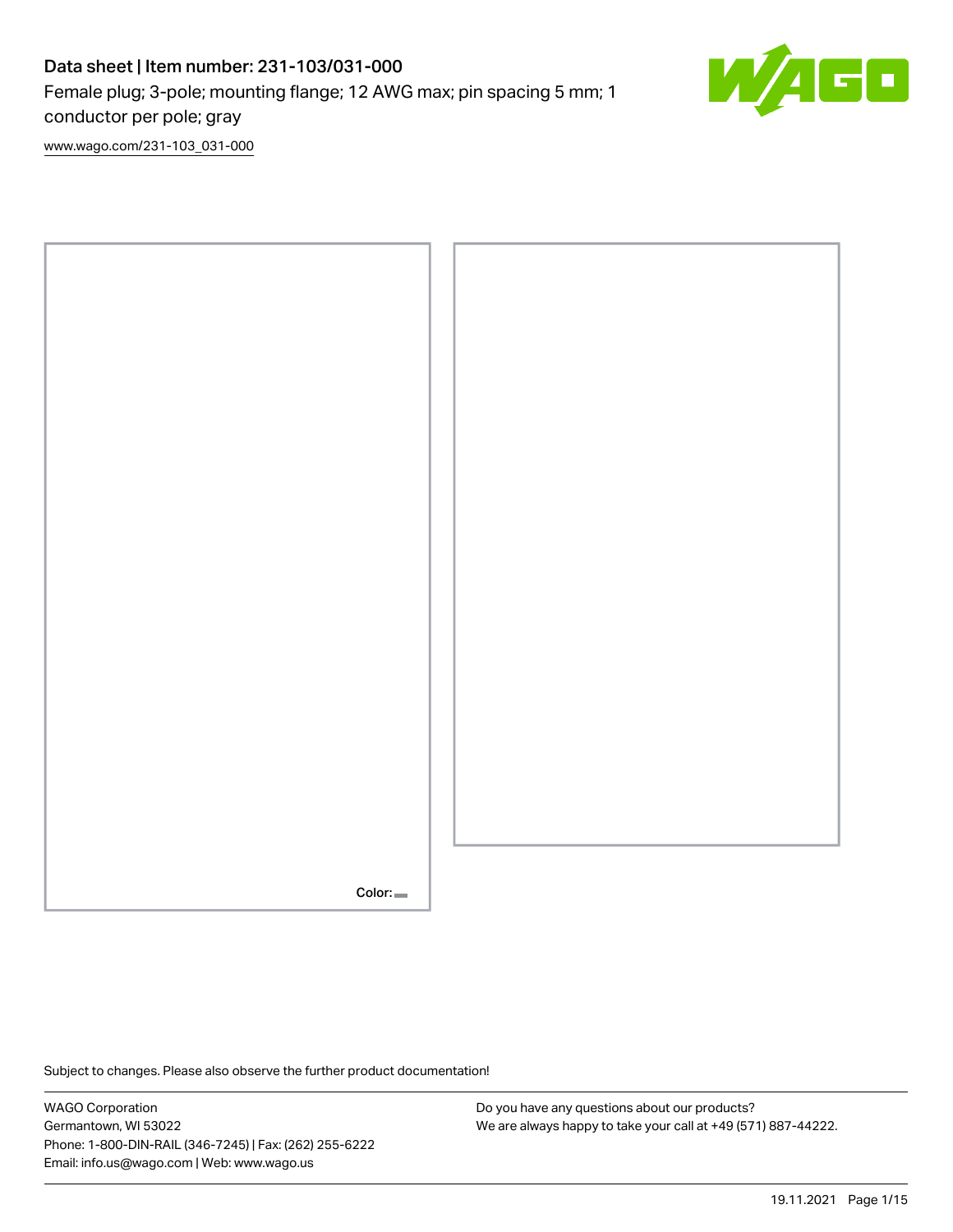# Data sheet | Item number: 231-103/031-000

Female plug; 3-pole; mounting flange; 12 AWG max; pin spacing 5 mm; 1 conductor per pole; gray

[www.wago.com/231-103_031-000](www.wago.com/231-103_031-000)

Color:

Subject to changes. Please also observe the further product documentation!

WAGO Corporation
Germantown, WI 53022
Phone: 1-800-DIN-RAIL (346-7245) | Fax: (262) 255-6222
Email: info.us@wago.com | Web: www.wago.us

Do you have any questions about our products?
We are always happy to take your call at +49 (571) 887-44222.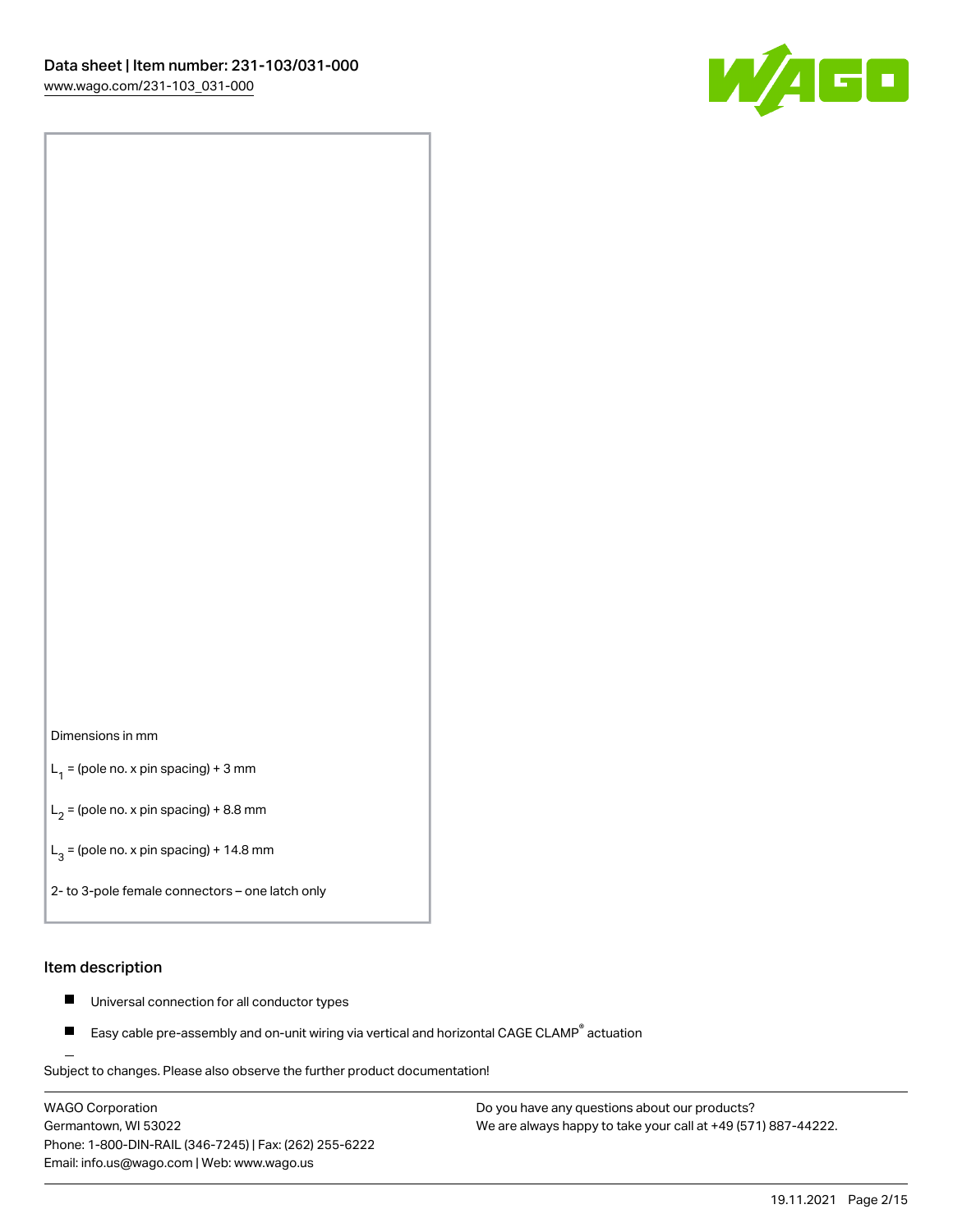Dimensions in mm

$L_1$ = (pole no. x pin spacing) + 3 mm

$L_2$ = (pole no. x pin spacing) + 8.8 mm

$L_3$ = (pole no. x pin spacing) + 14.8 mm

2- to 3-pole female connectors – one latch only

## Item description

- Universal connection for all conductor types
- Easy cable pre-assembly and on-unit wiring via vertical and horizontal CAGE CLAMP® actuation

Subject to changes. Please also observe the further product documentation!

WAGO Corporation
Germantown, WI 53022
Phone: 1-800-DIN-RAIL (346-7245) | Fax: (262) 255-6222
Email: info.us@wago.com | Web: www.wago.us

Do you have any questions about our products?
We are always happy to take your call at +49 (571) 887-44222.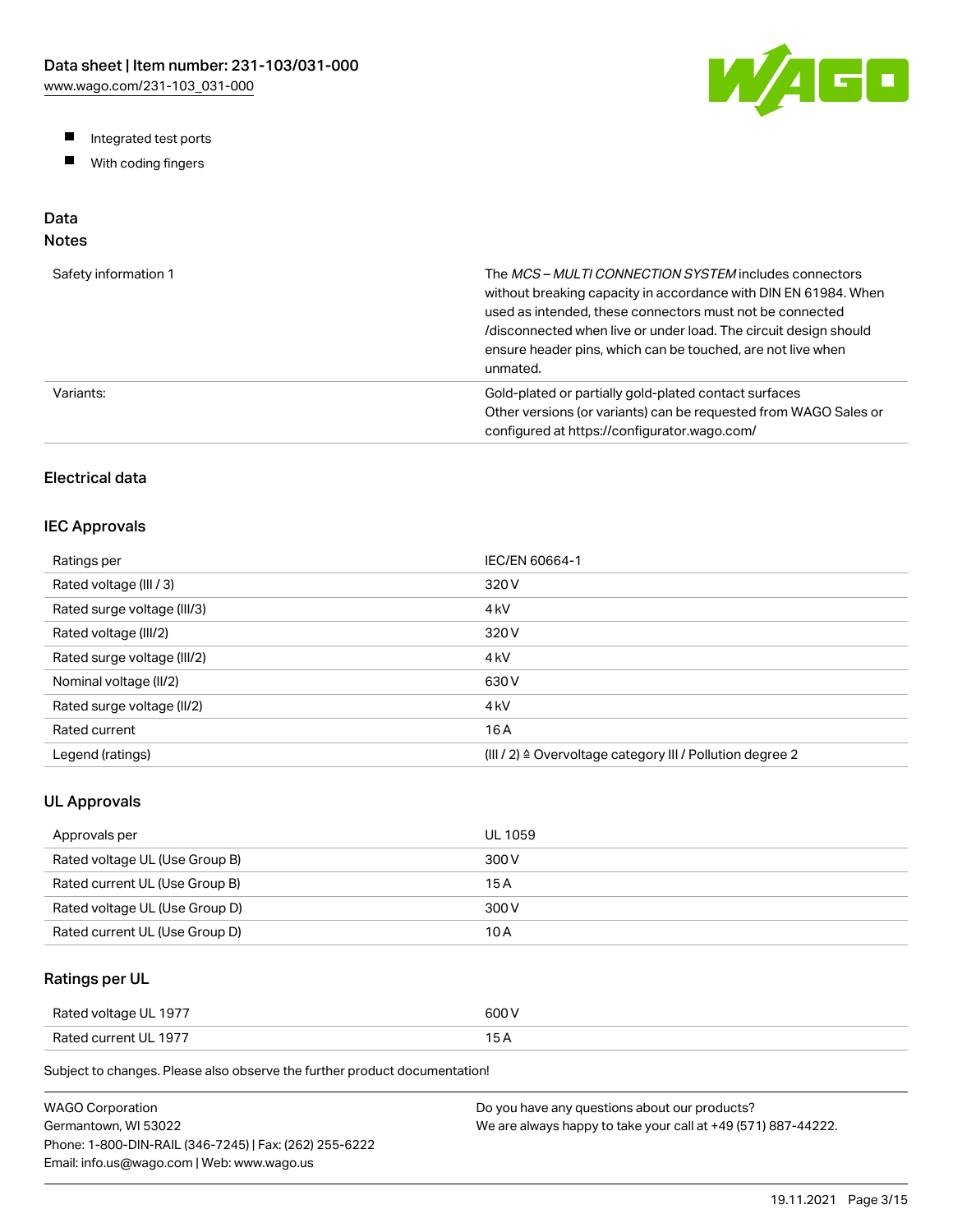- Integrated test ports
- With coding fingers

## Data

### Notes

| | |
|---|---|
| Safety information 1 | The *MCS – MULTI CONNECTION SYSTEM* includes connectors without breaking capacity in accordance with DIN EN 61984. When used as intended, these connectors must not be connected /disconnected when live or under load. The circuit design should ensure header pins, which can be touched, are not live when unmated. |
| Variants: | Gold-plated or partially gold-plated contact surfaces<br>Other versions (or variants) can be requested from WAGO Sales or configured at https://configurator.wago.com/ |

### Electrical data

### IEC Approvals

| | |
|---|---|
| Ratings per | IEC/EN 60664-1 |
| Rated voltage (III / 3) | 320 V |
| Rated surge voltage (III/3) | 4 kV |
| Rated voltage (III/2) | 320 V |
| Rated surge voltage (III/2) | 4 kV |
| Nominal voltage (II/2) | 630 V |
| Rated surge voltage (II/2) | 4 kV |
| Rated current | 16 A |
| Legend (ratings) | (III / 2) ≙ Overvoltage category III / Pollution degree 2 |

### UL Approvals

| | |
|---|---|
| Approvals per | UL 1059 |
| Rated voltage UL (Use Group B) | 300 V |
| Rated current UL (Use Group B) | 15 A |
| Rated voltage UL (Use Group D) | 300 V |
| Rated current UL (Use Group D) | 10 A |

### Ratings per UL

| | |
|---|---|
| Rated voltage UL 1977 | 600 V |
| Rated current UL 1977 | 15 A |

Subject to changes. Please also observe the further product documentation!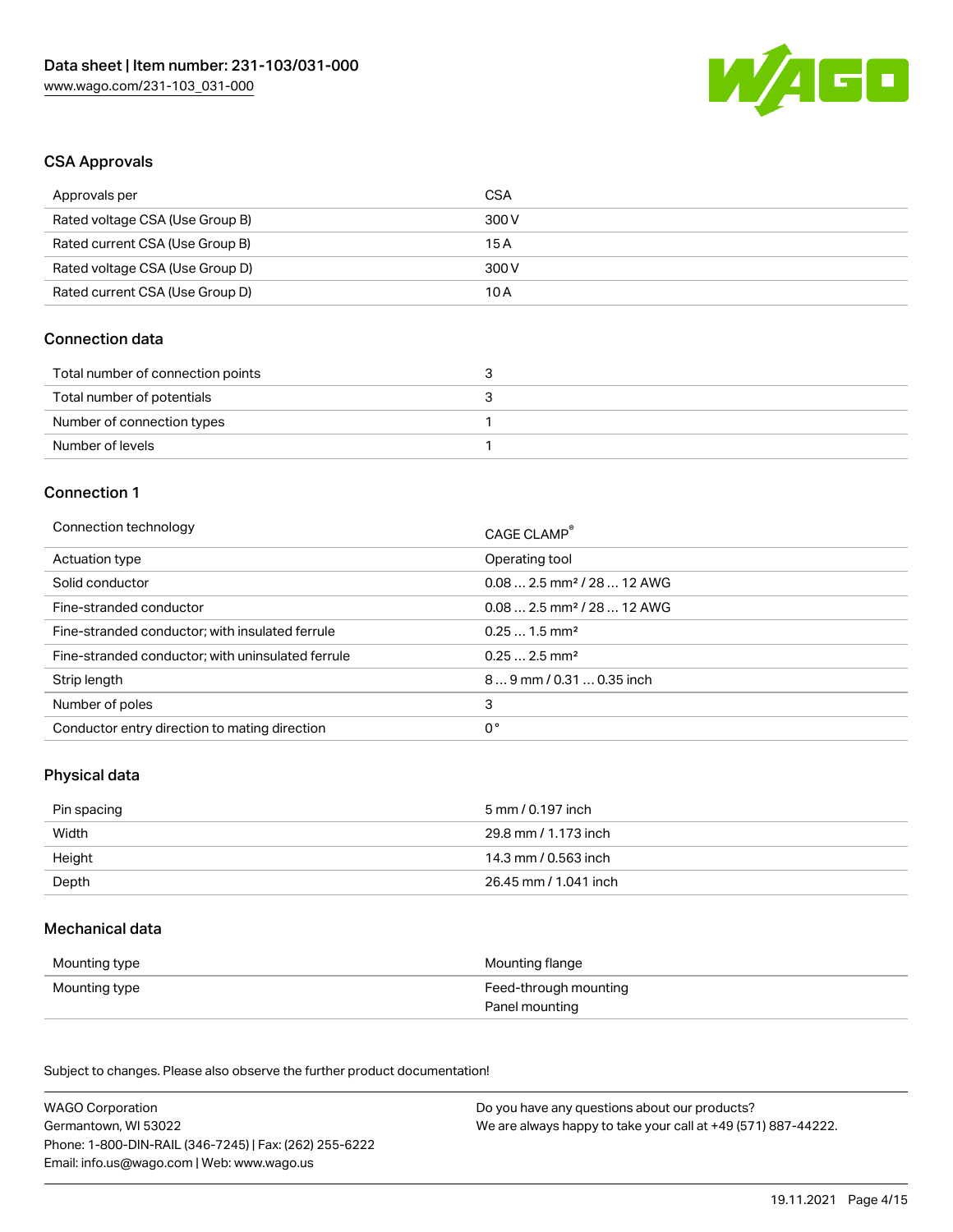## CSA Approvals

| Approvals per | CSA |
| --- | --- |
| Rated voltage CSA (Use Group B) | 300 V |
| Rated current CSA (Use Group B) | 15 A |
| Rated voltage CSA (Use Group D) | 300 V |
| Rated current CSA (Use Group D) | 10 A |

## Connection data

| Total number of connection points | 3 |
| --- | --- |
| Total number of potentials | 3 |
| Number of connection types | 1 |
| Number of levels | 1 |

## Connection 1

| Connection technology | CAGE CLAMP® |
| --- | --- |
| Actuation type | Operating tool |
| Solid conductor | 0.08 … 2.5 mm² / 28 … 12 AWG |
| Fine-stranded conductor | 0.08 … 2.5 mm² / 28 … 12 AWG |
| Fine-stranded conductor; with insulated ferrule | 0.25 … 1.5 mm² |
| Fine-stranded conductor; with uninsulated ferrule | 0.25 … 2.5 mm² |
| Strip length | 8 … 9 mm / 0.31 … 0.35 inch |
| Number of poles | 3 |
| Conductor entry direction to mating direction | 0 ° |

## Physical data

| Pin spacing | 5 mm / 0.197 inch |
| --- | --- |
| Width | 29.8 mm / 1.173 inch |
| Height | 14.3 mm / 0.563 inch |
| Depth | 26.45 mm / 1.041 inch |

## Mechanical data

| Mounting type | Mounting flange |
| --- | --- |
| Mounting type | Feed-through mounting<br>Panel mounting |

Subject to changes. Please also observe the further product documentation!

WAGO Corporation
Germantown, WI 53022
Phone: 1-800-DIN-RAIL (346-7245) | Fax: (262) 255-6222
Email: info.us@wago.com | Web: www.wago.us

Do you have any questions about our products?
We are always happy to take your call at +49 (571) 887-44222.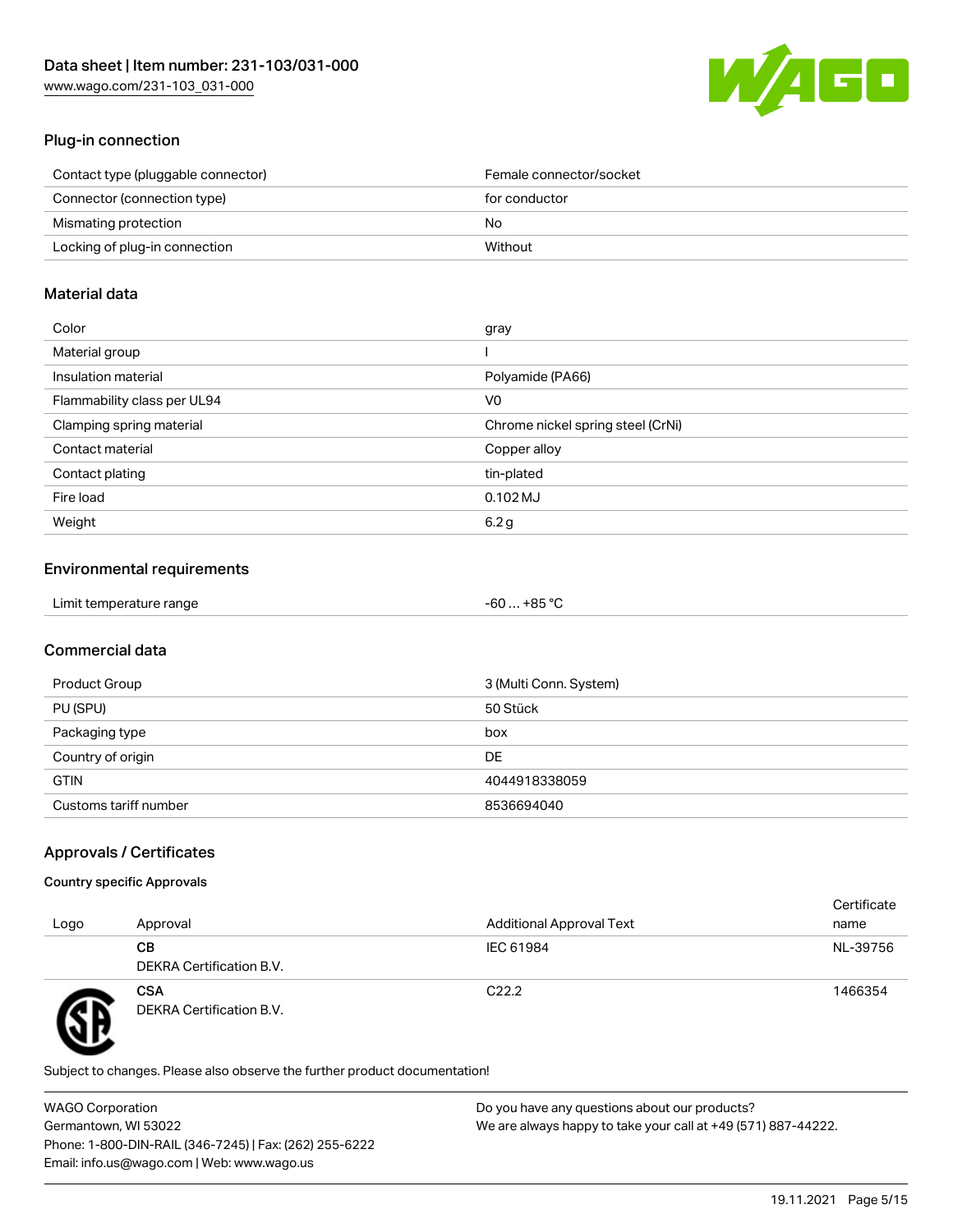## Plug-in connection

| | |
|---|---|
| Contact type (pluggable connector) | Female connector/socket |
| Connector (connection type) | for conductor |
| Mismating protection | No |
| Locking of plug-in connection | Without |

## Material data

| | |
|---|---|
| Color | gray |
| Material group | I |
| Insulation material | Polyamide (PA66) |
| Flammability class per UL94 | V0 |
| Clamping spring material | Chrome nickel spring steel (CrNi) |
| Contact material | Copper alloy |
| Contact plating | tin-plated |
| Fire load | 0.102 MJ |
| Weight | 6.2 g |

## Environmental requirements

| | |
|---|---|
| Limit temperature range | -60 … +85 °C |

## Commercial data

| | |
|---|---|
| Product Group | 3 (Multi Conn. System) |
| PU (SPU) | 50 Stück |
| Packaging type | box |
| Country of origin | DE |
| GTIN | 4044918338059 |
| Customs tariff number | 8536694040 |

## Approvals / Certificates

### Country specific Approvals

| Logo | Approval | Additional Approval Text | Certificate name |
|---|---|---|---|
| | **CB**<br>DEKRA Certification B.V. | IEC 61984 | NL-39756 |
| | **CSA**<br>DEKRA Certification B.V. | C22.2 | 1466354 |

Subject to changes. Please also observe the further product documentation!

WAGO Corporation
Germantown, WI 53022
Phone: 1-800-DIN-RAIL (346-7245) | Fax: (262) 255-6222
Email: info.us@wago.com | Web: www.wago.us

Do you have any questions about our products?
We are always happy to take your call at +49 (571) 887-44222.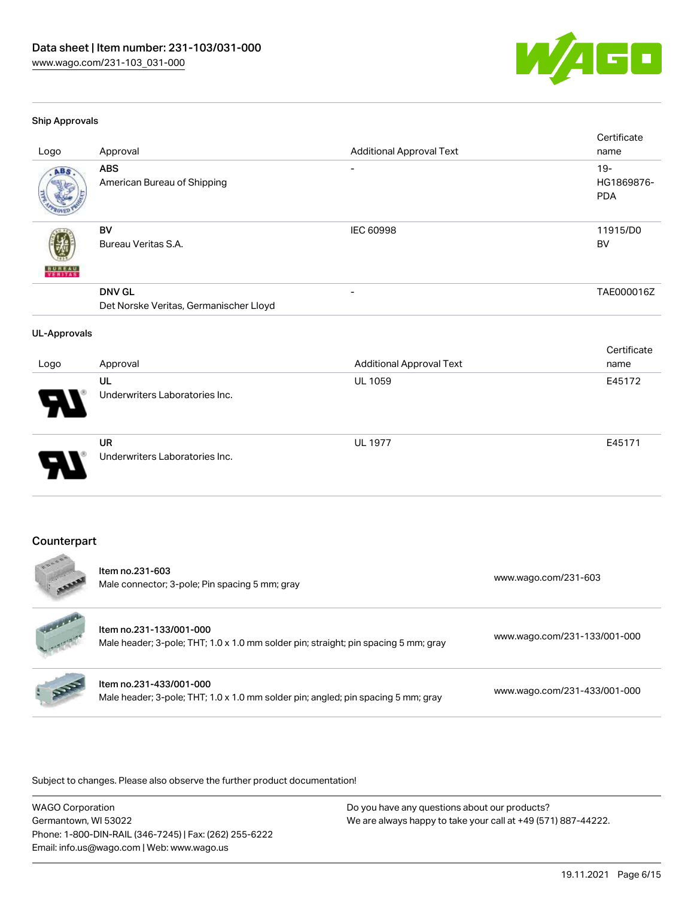### Ship Approvals

| Logo | Approval | Additional Approval Text | Certificate name |
| --- | --- | --- | --- |
| | **ABS**<br>American Bureau of Shipping | - | 19-HG1869876-PDA |
| | **BV**<br>Bureau Veritas S.A. | IEC 60998 | 11915/D0 BV |
| | **DNV GL**<br>Det Norske Veritas, Germanischer Lloyd | - | TAE000016Z |

### UL-Approvals

| Logo | Approval | Additional Approval Text | Certificate name |
| --- | --- | --- | --- |
| | **UL**<br>Underwriters Laboratories Inc. | UL 1059 | E45172 |
| | **UR**<br>Underwriters Laboratories Inc. | UL 1977 | E45171 |

## Counterpart

| | | |
| --- | --- | --- |
| | **Item no.231-603**<br>Male connector; 3-pole; Pin spacing 5 mm; gray | www.wago.com/231-603 |
| | **Item no.231-133/001-000**<br>Male header; 3-pole; THT; 1.0 x 1.0 mm solder pin; straight; pin spacing 5 mm; gray | www.wago.com/231-133/001-000 |
| | **Item no.231-433/001-000**<br>Male header; 3-pole; THT; 1.0 x 1.0 mm solder pin; angled; pin spacing 5 mm; gray | www.wago.com/231-433/001-000 |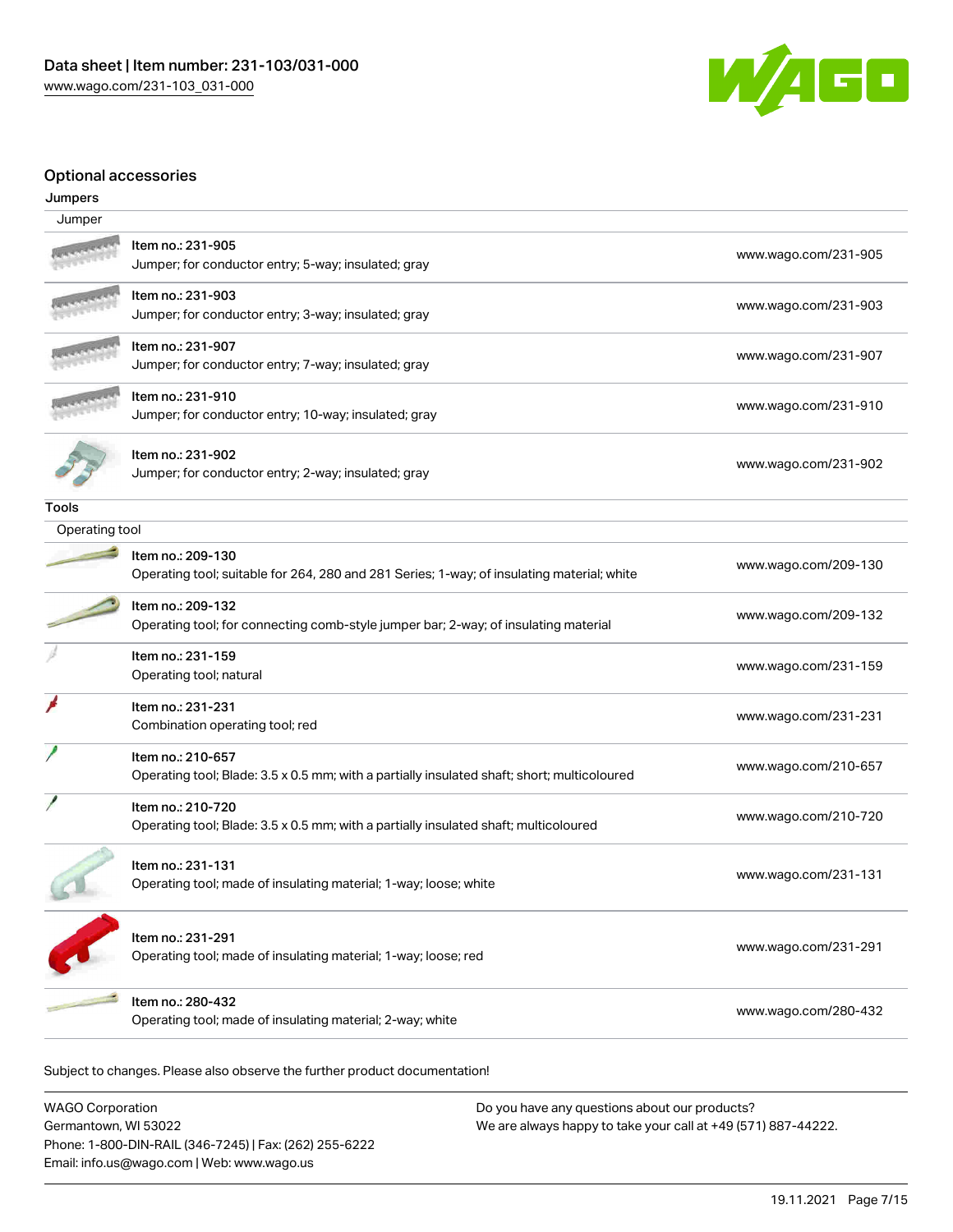## Optional accessories

### Jumpers

| Jumper | |
|---|---|
| Item no.: 231-905<br>Jumper; for conductor entry; 5-way; insulated; gray | www.wago.com/231-905 |
| Item no.: 231-903<br>Jumper; for conductor entry; 3-way; insulated; gray | www.wago.com/231-903 |
| Item no.: 231-907<br>Jumper; for conductor entry; 7-way; insulated; gray | www.wago.com/231-907 |
| Item no.: 231-910<br>Jumper; for conductor entry; 10-way; insulated; gray | www.wago.com/231-910 |
| Item no.: 231-902<br>Jumper; for conductor entry; 2-way; insulated; gray | www.wago.com/231-902 |

### Tools

| Operating tool | |
|---|---|
| Item no.: 209-130<br>Operating tool; suitable for 264, 280 and 281 Series; 1-way; of insulating material; white | www.wago.com/209-130 |
| Item no.: 209-132<br>Operating tool; for connecting comb-style jumper bar; 2-way; of insulating material | www.wago.com/209-132 |
| Item no.: 231-159<br>Operating tool; natural | www.wago.com/231-159 |
| Item no.: 231-231<br>Combination operating tool; red | www.wago.com/231-231 |
| Item no.: 210-657<br>Operating tool; Blade: 3.5 x 0.5 mm; with a partially insulated shaft; short; multicoloured | www.wago.com/210-657 |
| Item no.: 210-720<br>Operating tool; Blade: 3.5 x 0.5 mm; with a partially insulated shaft; multicoloured | www.wago.com/210-720 |
| Item no.: 231-131<br>Operating tool; made of insulating material; 1-way; loose; white | www.wago.com/231-131 |
| Item no.: 231-291<br>Operating tool; made of insulating material; 1-way; loose; red | www.wago.com/231-291 |
| Item no.: 280-432<br>Operating tool; made of insulating material; 2-way; white | www.wago.com/280-432 |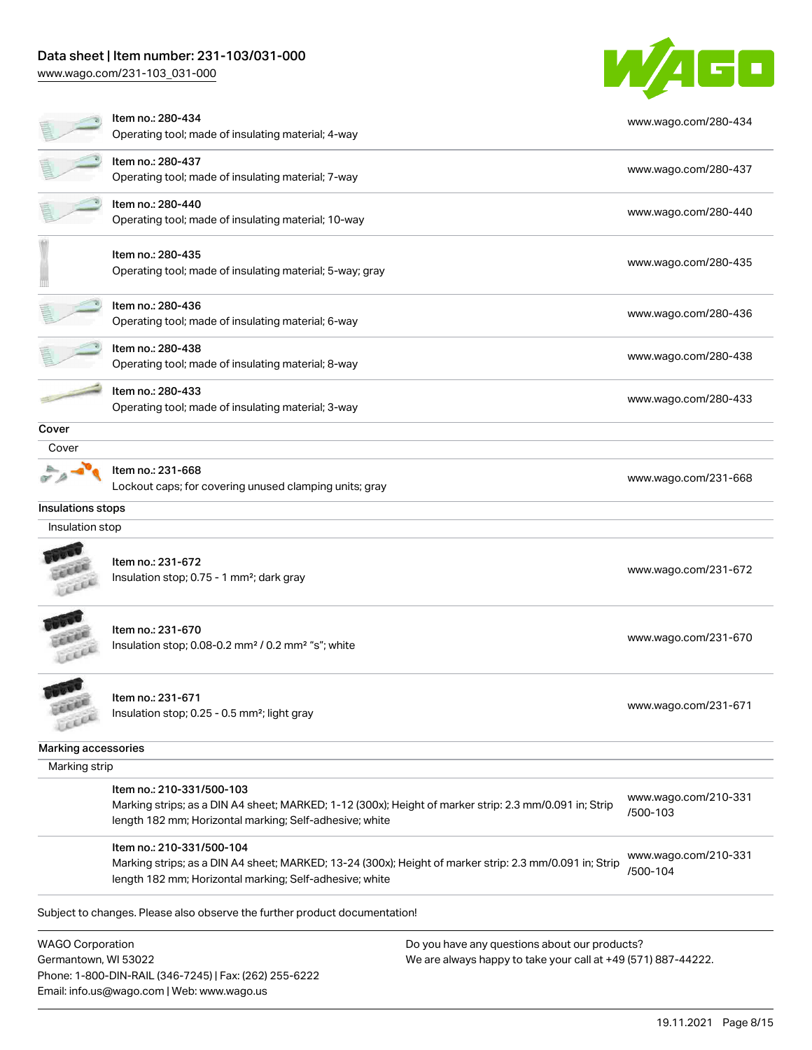| | |
|---|---|
| Item no.: 280-434<br>Operating tool; made of insulating material; 4-way | www.wago.com/280-434 |
| Item no.: 280-437<br>Operating tool; made of insulating material; 7-way | www.wago.com/280-437 |
| Item no.: 280-440<br>Operating tool; made of insulating material; 10-way | www.wago.com/280-440 |
| Item no.: 280-435<br>Operating tool; made of insulating material; 5-way; gray | www.wago.com/280-435 |
| Item no.: 280-436<br>Operating tool; made of insulating material; 6-way | www.wago.com/280-436 |
| Item no.: 280-438<br>Operating tool; made of insulating material; 8-way | www.wago.com/280-438 |
| Item no.: 280-433<br>Operating tool; made of insulating material; 3-way | www.wago.com/280-433 |

## Cover

Cover

| | |
|---|---|
| Item no.: 231-668<br>Lockout caps; for covering unused clamping units; gray | www.wago.com/231-668 |

## Insulations stops

Insulation stop

| | |
|---|---|
| Item no.: 231-672<br>Insulation stop; 0.75 - 1 mm²; dark gray | www.wago.com/231-672 |
| Item no.: 231-670<br>Insulation stop; 0.08-0.2 mm² / 0.2 mm² "s"; white | www.wago.com/231-670 |
| Item no.: 231-671<br>Insulation stop; 0.25 - 0.5 mm²; light gray | www.wago.com/231-671 |

## Marking accessories

Marking strip

| | |
|---|---|
| Item no.: 210-331/500-103<br>Marking strips; as a DIN A4 sheet; MARKED; 1-12 (300x); Height of marker strip: 2.3 mm/0.091 in; Strip length 182 mm; Horizontal marking; Self-adhesive; white | www.wago.com/210-331/500-103 |
| Item no.: 210-331/500-104<br>Marking strips; as a DIN A4 sheet; MARKED; 13-24 (300x); Height of marker strip: 2.3 mm/0.091 in; Strip length 182 mm; Horizontal marking; Self-adhesive; white | www.wago.com/210-331/500-104 |

Subject to changes. Please also observe the further product documentation!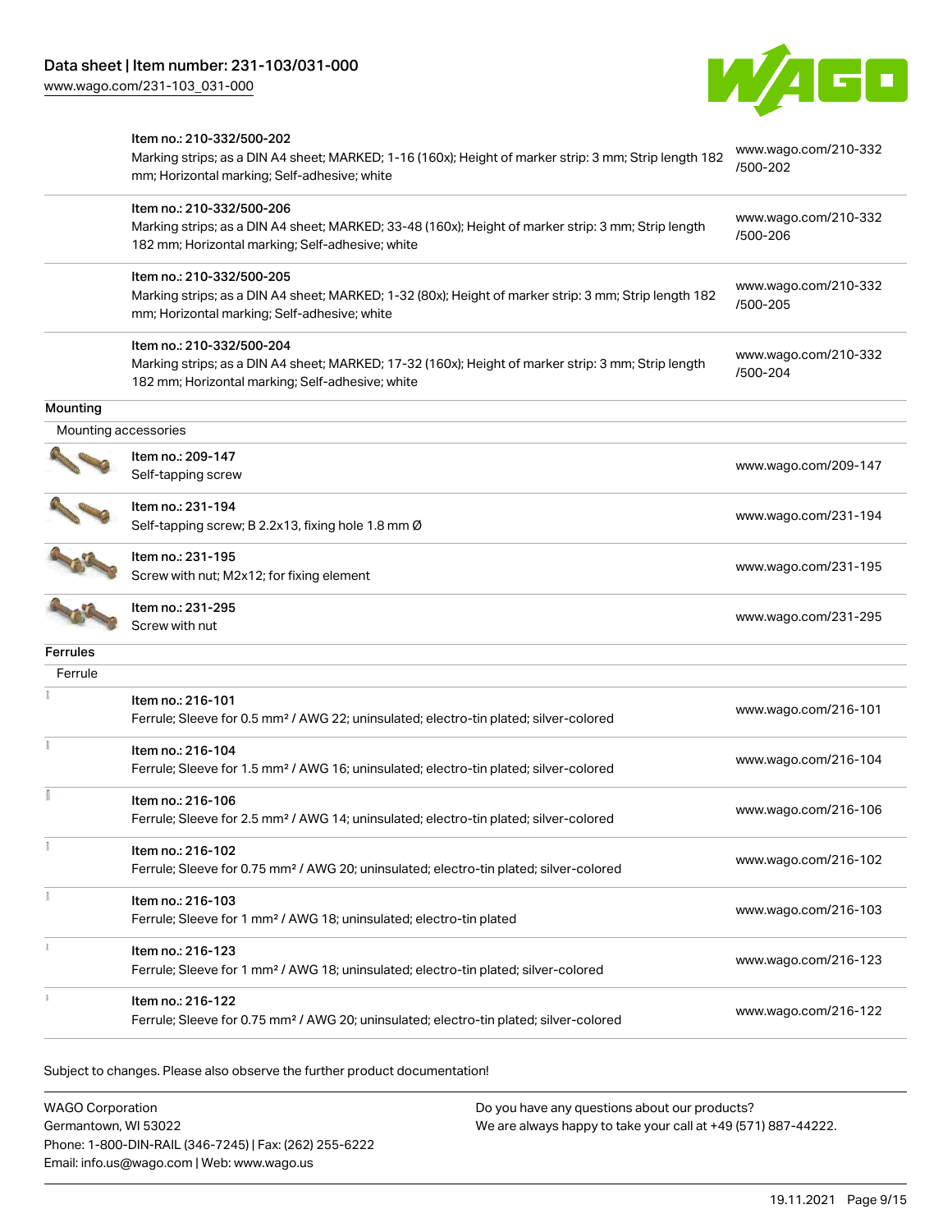| | | |
|---|---|---|
| | Item no.: 210-332/500-202<br>Marking strips; as a DIN A4 sheet; MARKED; 1-16 (160x); Height of marker strip: 3 mm; Strip length 182 mm; Horizontal marking; Self-adhesive; white | www.wago.com/210-332/500-202 |
| | Item no.: 210-332/500-206<br>Marking strips; as a DIN A4 sheet; MARKED; 33-48 (160x); Height of marker strip: 3 mm; Strip length 182 mm; Horizontal marking; Self-adhesive; white | www.wago.com/210-332/500-206 |
| | Item no.: 210-332/500-205<br>Marking strips; as a DIN A4 sheet; MARKED; 1-32 (80x); Height of marker strip: 3 mm; Strip length 182 mm; Horizontal marking; Self-adhesive; white | www.wago.com/210-332/500-205 |
| | Item no.: 210-332/500-204<br>Marking strips; as a DIN A4 sheet; MARKED; 17-32 (160x); Height of marker strip: 3 mm; Strip length 182 mm; Horizontal marking; Self-adhesive; white | www.wago.com/210-332/500-204 |

**Mounting**

Mounting accessories

| | | |
|---|---|---|
| | Item no.: 209-147<br>Self-tapping screw | www.wago.com/209-147 |
| | Item no.: 231-194<br>Self-tapping screw; B 2.2x13, fixing hole 1.8 mm Ø | www.wago.com/231-194 |
| | Item no.: 231-195<br>Screw with nut; M2x12; for fixing element | www.wago.com/231-195 |
| | Item no.: 231-295<br>Screw with nut | www.wago.com/231-295 |

**Ferrules**

Ferrule

| | | |
|---|---|---|
| | Item no.: 216-101<br>Ferrule; Sleeve for 0.5 mm² / AWG 22; uninsulated; electro-tin plated; silver-colored | www.wago.com/216-101 |
| | Item no.: 216-104<br>Ferrule; Sleeve for 1.5 mm² / AWG 16; uninsulated; electro-tin plated; silver-colored | www.wago.com/216-104 |
| | Item no.: 216-106<br>Ferrule; Sleeve for 2.5 mm² / AWG 14; uninsulated; electro-tin plated; silver-colored | www.wago.com/216-106 |
| | Item no.: 216-102<br>Ferrule; Sleeve for 0.75 mm² / AWG 20; uninsulated; electro-tin plated; silver-colored | www.wago.com/216-102 |
| | Item no.: 216-103<br>Ferrule; Sleeve for 1 mm² / AWG 18; uninsulated; electro-tin plated | www.wago.com/216-103 |
| | Item no.: 216-123<br>Ferrule; Sleeve for 1 mm² / AWG 18; uninsulated; electro-tin plated; silver-colored | www.wago.com/216-123 |
| | Item no.: 216-122<br>Ferrule; Sleeve for 0.75 mm² / AWG 20; uninsulated; electro-tin plated; silver-colored | www.wago.com/216-122 |

Subject to changes. Please also observe the further product documentation!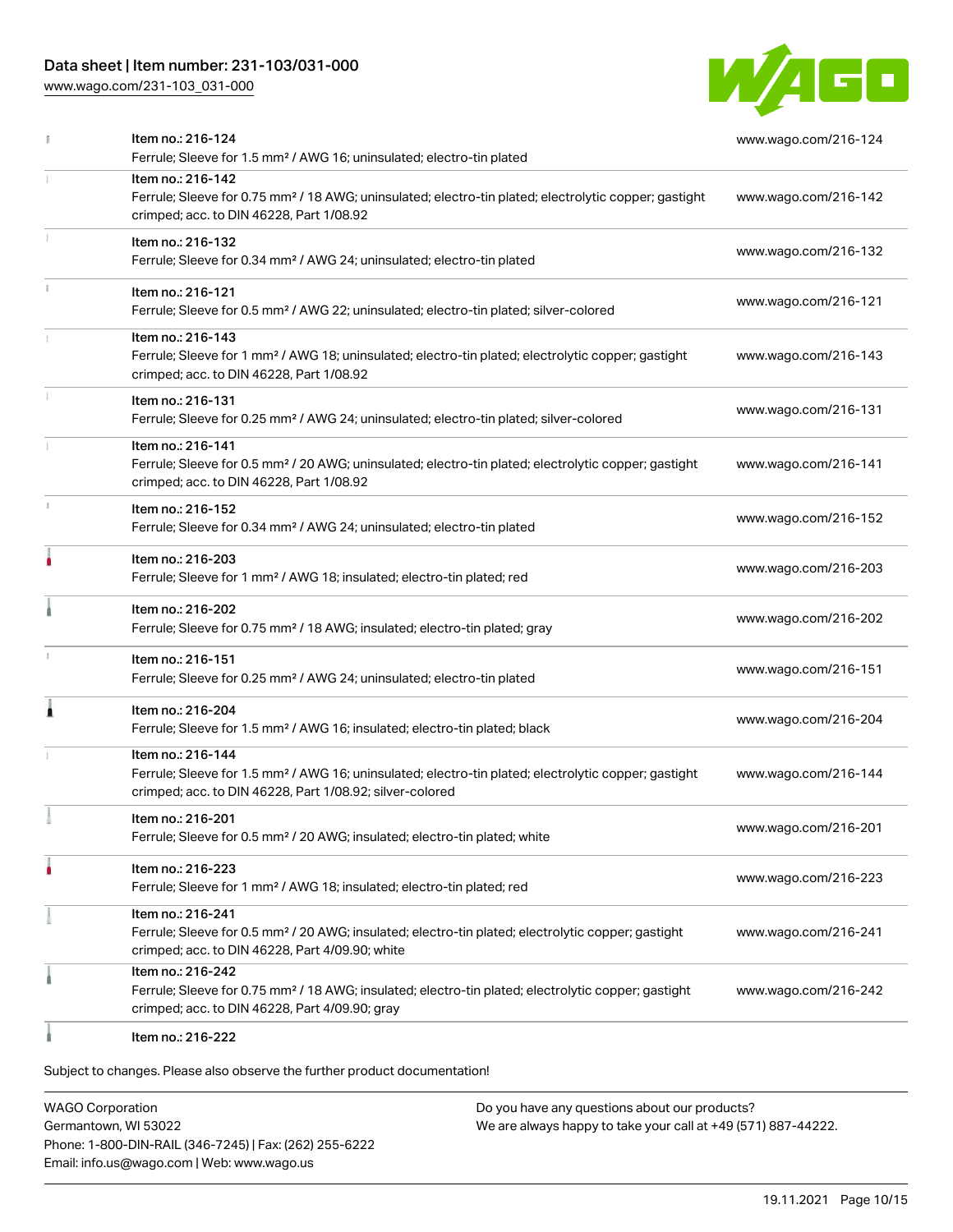| | | |
|---|---|---|
| | Item no.: 216-124<br>Ferrule; Sleeve for 1.5 mm² / AWG 16; uninsulated; electro-tin plated | www.wago.com/216-124 |
| | Item no.: 216-142<br>Ferrule; Sleeve for 0.75 mm² / 18 AWG; uninsulated; electro-tin plated; electrolytic copper; gastight crimped; acc. to DIN 46228, Part 1/08.92 | www.wago.com/216-142 |
| | Item no.: 216-132<br>Ferrule; Sleeve for 0.34 mm² / AWG 24; uninsulated; electro-tin plated | www.wago.com/216-132 |
| | Item no.: 216-121<br>Ferrule; Sleeve for 0.5 mm² / AWG 22; uninsulated; electro-tin plated; silver-colored | www.wago.com/216-121 |
| | Item no.: 216-143<br>Ferrule; Sleeve for 1 mm² / AWG 18; uninsulated; electro-tin plated; electrolytic copper; gastight crimped; acc. to DIN 46228, Part 1/08.92 | www.wago.com/216-143 |
| | Item no.: 216-131<br>Ferrule; Sleeve for 0.25 mm² / AWG 24; uninsulated; electro-tin plated; silver-colored | www.wago.com/216-131 |
| | Item no.: 216-141<br>Ferrule; Sleeve for 0.5 mm² / 20 AWG; uninsulated; electro-tin plated; electrolytic copper; gastight crimped; acc. to DIN 46228, Part 1/08.92 | www.wago.com/216-141 |
| | Item no.: 216-152<br>Ferrule; Sleeve for 0.34 mm² / AWG 24; uninsulated; electro-tin plated | www.wago.com/216-152 |
| | Item no.: 216-203<br>Ferrule; Sleeve for 1 mm² / AWG 18; insulated; electro-tin plated; red | www.wago.com/216-203 |
| | Item no.: 216-202<br>Ferrule; Sleeve for 0.75 mm² / 18 AWG; insulated; electro-tin plated; gray | www.wago.com/216-202 |
| | Item no.: 216-151<br>Ferrule; Sleeve for 0.25 mm² / AWG 24; uninsulated; electro-tin plated | www.wago.com/216-151 |
| | Item no.: 216-204<br>Ferrule; Sleeve for 1.5 mm² / AWG 16; insulated; electro-tin plated; black | www.wago.com/216-204 |
| | Item no.: 216-144<br>Ferrule; Sleeve for 1.5 mm² / AWG 16; uninsulated; electro-tin plated; electrolytic copper; gastight crimped; acc. to DIN 46228, Part 1/08.92; silver-colored | www.wago.com/216-144 |
| | Item no.: 216-201<br>Ferrule; Sleeve for 0.5 mm² / 20 AWG; insulated; electro-tin plated; white | www.wago.com/216-201 |
| | Item no.: 216-223<br>Ferrule; Sleeve for 1 mm² / AWG 18; insulated; electro-tin plated; red | www.wago.com/216-223 |
| | Item no.: 216-241<br>Ferrule; Sleeve for 0.5 mm² / 20 AWG; insulated; electro-tin plated; electrolytic copper; gastight crimped; acc. to DIN 46228, Part 4/09.90; white | www.wago.com/216-241 |
| | Item no.: 216-242<br>Ferrule; Sleeve for 0.75 mm² / 18 AWG; insulated; electro-tin plated; electrolytic copper; gastight crimped; acc. to DIN 46228, Part 4/09.90; gray | www.wago.com/216-242 |
| | Item no.: 216-222 | |

Subject to changes. Please also observe the further product documentation!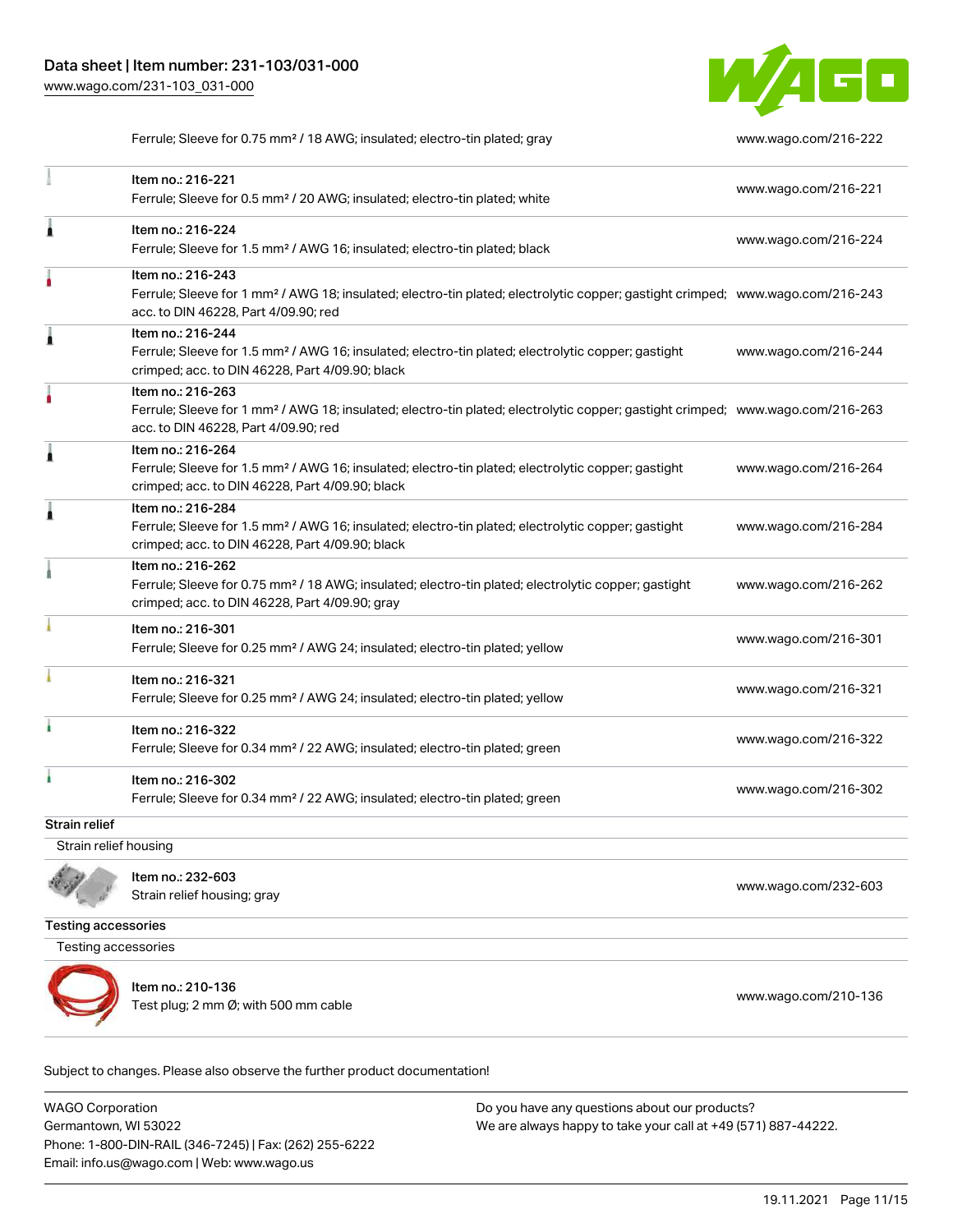| | | |
|---|---|---|
| | Ferrule; Sleeve for 0.75 mm² / 18 AWG; insulated; electro-tin plated; gray | www.wago.com/216-222 |
| | Item no.: 216-221<br>Ferrule; Sleeve for 0.5 mm² / 20 AWG; insulated; electro-tin plated; white | www.wago.com/216-221 |
| | Item no.: 216-224<br>Ferrule; Sleeve for 1.5 mm² / AWG 16; insulated; electro-tin plated; black | www.wago.com/216-224 |
| | Item no.: 216-243<br>Ferrule; Sleeve for 1 mm² / AWG 18; insulated; electro-tin plated; electrolytic copper; gastight crimped; acc. to DIN 46228, Part 4/09.90; red | www.wago.com/216-243 |
| | Item no.: 216-244<br>Ferrule; Sleeve for 1.5 mm² / AWG 16; insulated; electro-tin plated; electrolytic copper; gastight crimped; acc. to DIN 46228, Part 4/09.90; black | www.wago.com/216-244 |
| | Item no.: 216-263<br>Ferrule; Sleeve for 1 mm² / AWG 18; insulated; electro-tin plated; electrolytic copper; gastight crimped; acc. to DIN 46228, Part 4/09.90; red | www.wago.com/216-263 |
| | Item no.: 216-264<br>Ferrule; Sleeve for 1.5 mm² / AWG 16; insulated; electro-tin plated; electrolytic copper; gastight crimped; acc. to DIN 46228, Part 4/09.90; black | www.wago.com/216-264 |
| | Item no.: 216-284<br>Ferrule; Sleeve for 1.5 mm² / AWG 16; insulated; electro-tin plated; electrolytic copper; gastight crimped; acc. to DIN 46228, Part 4/09.90; black | www.wago.com/216-284 |
| | Item no.: 216-262<br>Ferrule; Sleeve for 0.75 mm² / 18 AWG; insulated; electro-tin plated; electrolytic copper; gastight crimped; acc. to DIN 46228, Part 4/09.90; gray | www.wago.com/216-262 |
| | Item no.: 216-301<br>Ferrule; Sleeve for 0.25 mm² / AWG 24; insulated; electro-tin plated; yellow | www.wago.com/216-301 |
| | Item no.: 216-321<br>Ferrule; Sleeve for 0.25 mm² / AWG 24; insulated; electro-tin plated; yellow | www.wago.com/216-321 |
| | Item no.: 216-322<br>Ferrule; Sleeve for 0.34 mm² / 22 AWG; insulated; electro-tin plated; green | www.wago.com/216-322 |
| | Item no.: 216-302<br>Ferrule; Sleeve for 0.34 mm² / 22 AWG; insulated; electro-tin plated; green | www.wago.com/216-302 |

**Strain relief**

Strain relief housing

| | | |
|---|---|---|
| | Item no.: 232-603<br>Strain relief housing; gray | www.wago.com/232-603 |

**Testing accessories**

Testing accessories

| | | |
|---|---|---|
| | Item no.: 210-136<br>Test plug; 2 mm Ø; with 500 mm cable | www.wago.com/210-136 |

Subject to changes. Please also observe the further product documentation!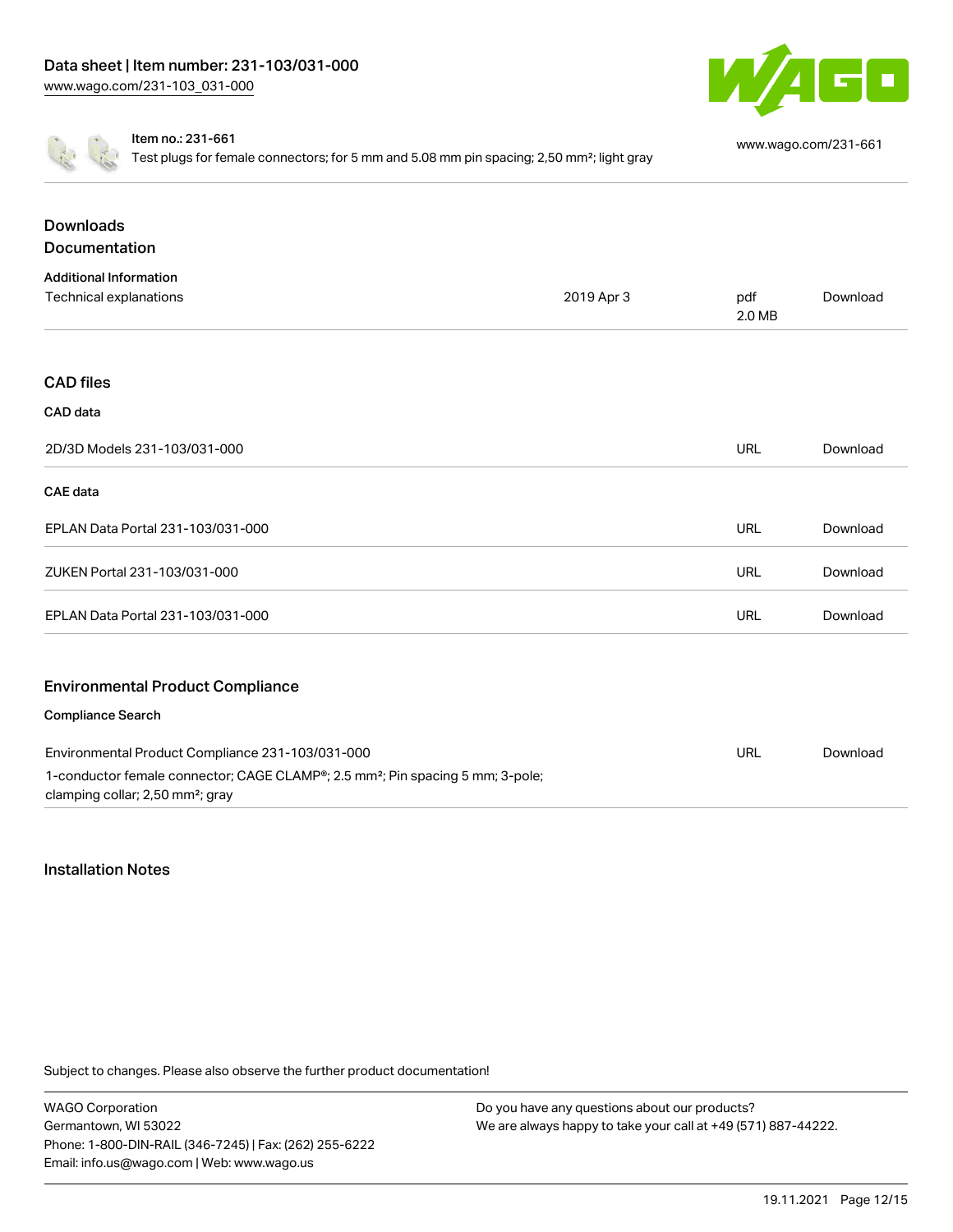Item no.: 231-661

Test plugs for female connectors; for 5 mm and 5.08 mm pin spacing; 2,50 mm²; light gray

www.wago.com/231-661

## Downloads

### Documentation

**Additional Information**

| | | | |
|---|---|---|---|
| Technical explanations | 2019 Apr 3 | pdf 2.0 MB | Download |

### CAD files

**CAD data**

| | | |
|---|---|---|
| 2D/3D Models 231-103/031-000 | URL | Download |

**CAE data**

| | | |
|---|---|---|
| EPLAN Data Portal 231-103/031-000 | URL | Download |
| ZUKEN Portal 231-103/031-000 | URL | Download |
| EPLAN Data Portal 231-103/031-000 | URL | Download |

### Environmental Product Compliance

**Compliance Search**

| | | |
|---|---|---|
| Environmental Product Compliance 231-103/031-000<br>1-conductor female connector; CAGE CLAMP®; 2.5 mm²; Pin spacing 5 mm; 3-pole; clamping collar; 2,50 mm²; gray | URL | Download |

### Installation Notes

Subject to changes. Please also observe the further product documentation!

WAGO Corporation
Germantown, WI 53022
Phone: 1-800-DIN-RAIL (346-7245) | Fax: (262) 255-6222
Email: info.us@wago.com | Web: www.wago.us

Do you have any questions about our products?
We are always happy to take your call at +49 (571) 887-44222.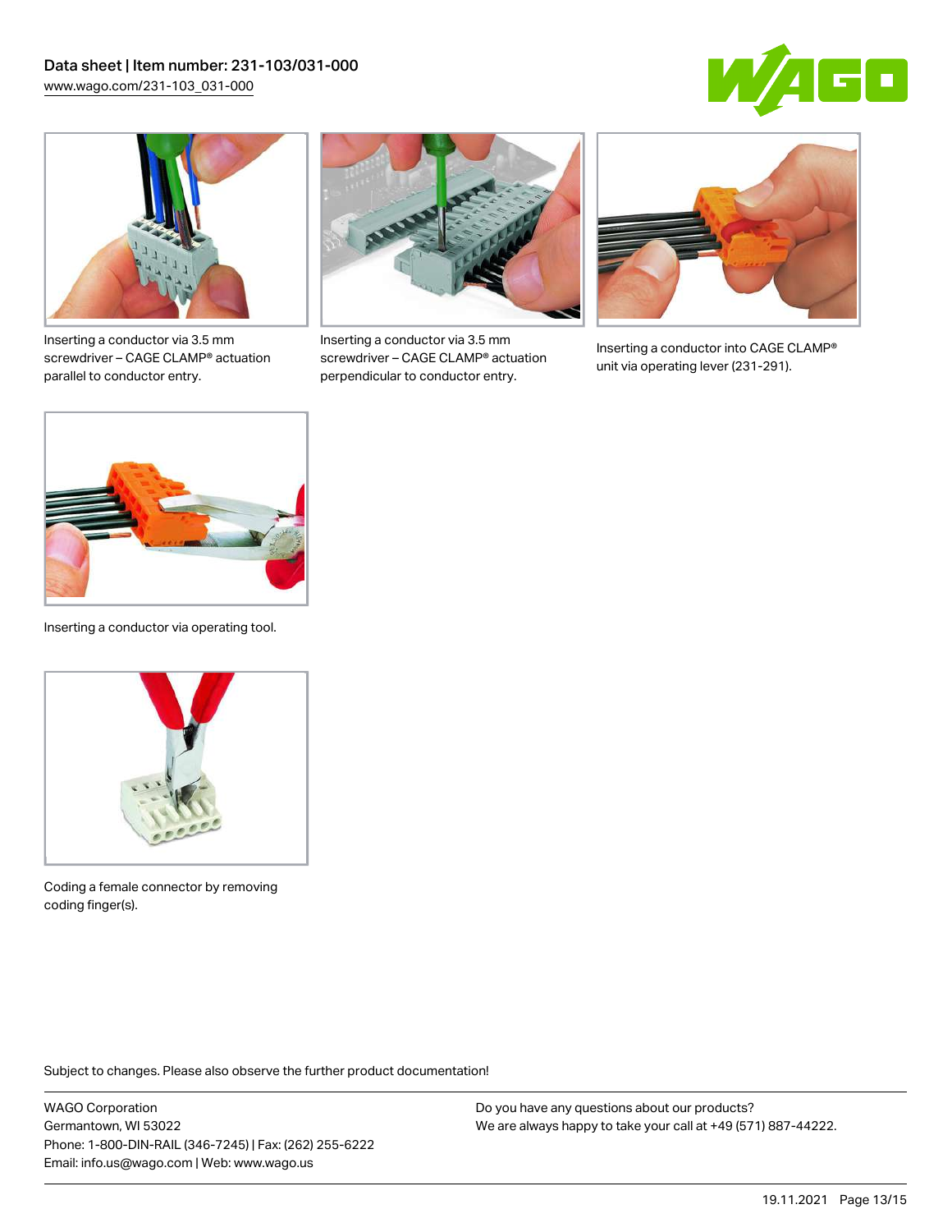Inserting a conductor via 3.5 mm screwdriver – CAGE CLAMP® actuation parallel to conductor entry.

Inserting a conductor via 3.5 mm screwdriver – CAGE CLAMP® actuation perpendicular to conductor entry.

Inserting a conductor into CAGE CLAMP® unit via operating lever (231-291).

Inserting a conductor via operating tool.

Coding a female connector by removing coding finger(s).

Subject to changes. Please also observe the further product documentation!

WAGO Corporation
Germantown, WI 53022
Phone: 1-800-DIN-RAIL (346-7245) | Fax: (262) 255-6222
Email: info.us@wago.com | Web: www.wago.us

Do you have any questions about our products?
We are always happy to take your call at +49 (571) 887-44222.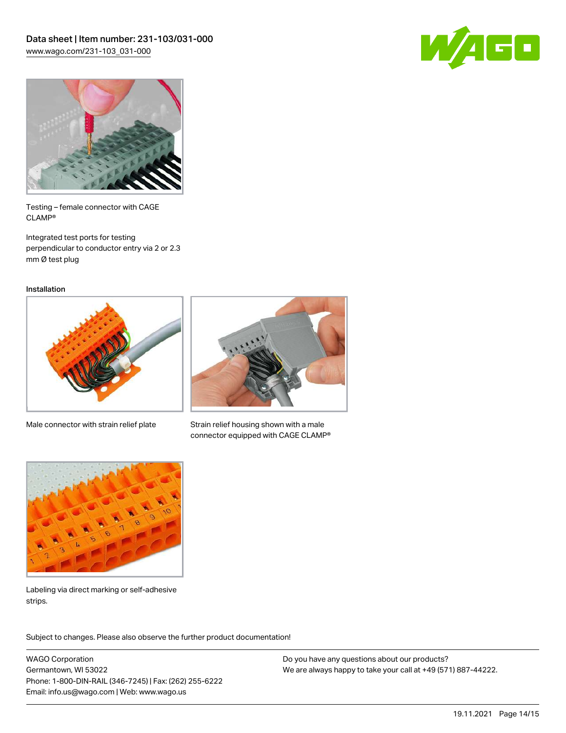Testing – female connector with CAGE CLAMP®

Integrated test ports for testing perpendicular to conductor entry via 2 or 2.3 mm Ø test plug

## Installation

Male connector with strain relief plate

Strain relief housing shown with a male connector equipped with CAGE CLAMP®

Labeling via direct marking or self-adhesive strips.

Subject to changes. Please also observe the further product documentation!

WAGO Corporation
Germantown, WI 53022
Phone: 1-800-DIN-RAIL (346-7245) | Fax: (262) 255-6222
Email: info.us@wago.com | Web: www.wago.us

Do you have any questions about our products?
We are always happy to take your call at +49 (571) 887-44222.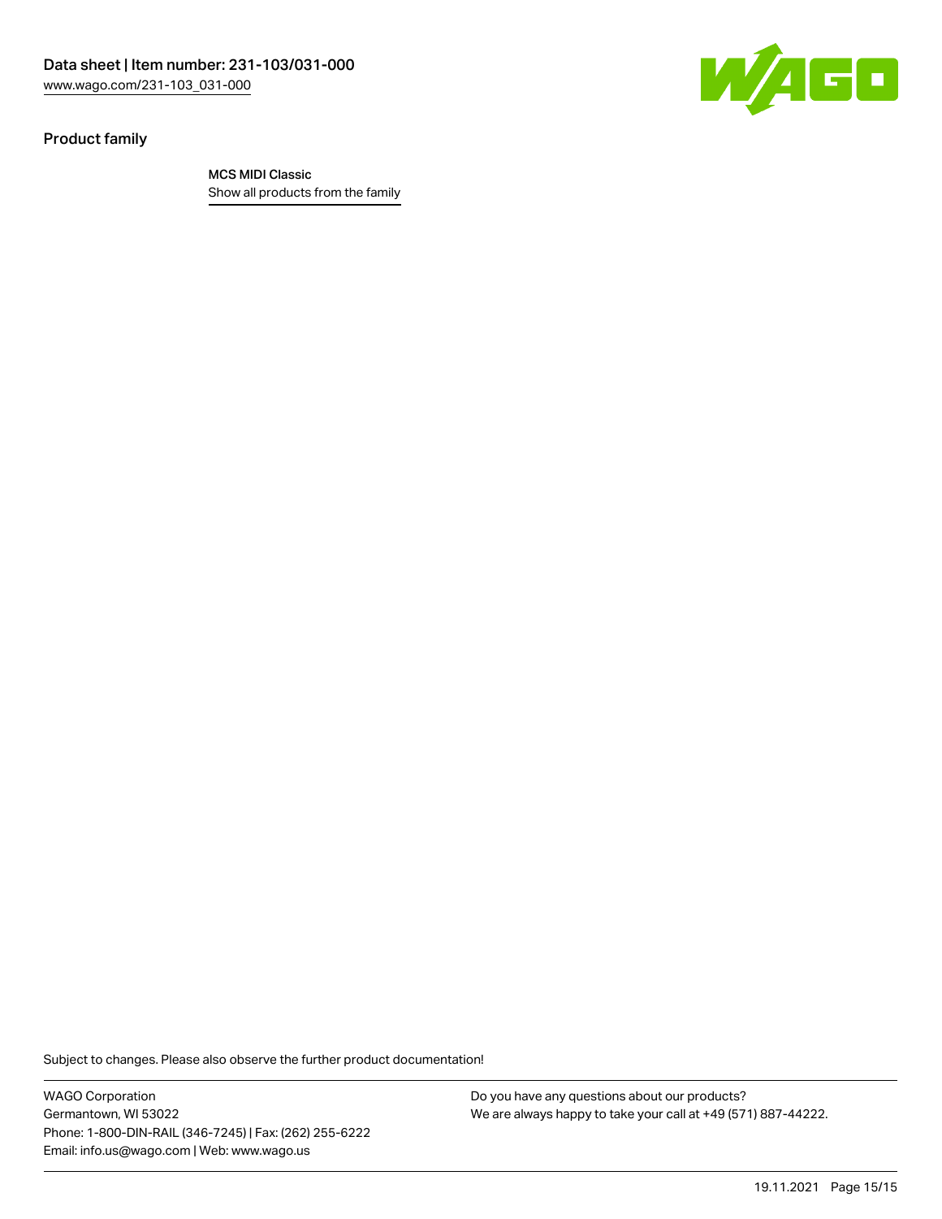Product family

MCS MIDI Classic
Show all products from the family

Subject to changes. Please also observe the further product documentation!

WAGO Corporation
Germantown, WI 53022
Phone: 1-800-DIN-RAIL (346-7245) | Fax: (262) 255-6222
Email: info.us@wago.com | Web: www.wago.us

Do you have any questions about our products?
We are always happy to take your call at +49 (571) 887-44222.